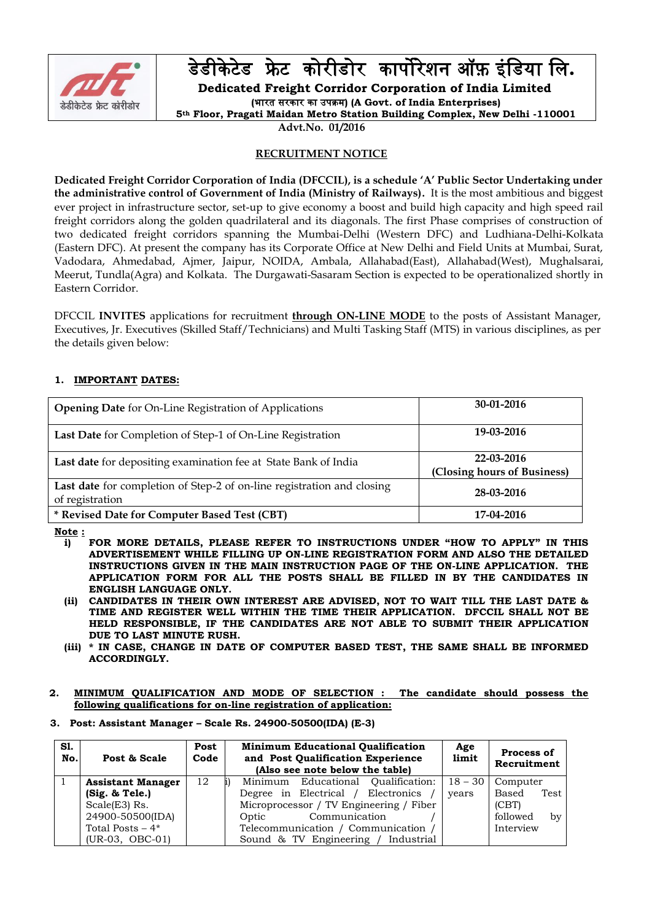# डेडीकेटेड फ्रेट कोरीडोर कार्पोरेशन ऑफ़ इंडिया लि.

**Dedicated Freight Corridor Corporation of India Limited**

**(भारत सरकार का उपक्रम) (A Govt. of India Enterprises)**

**5th Floor, Pragati Maidan Metro Station Building Complex, New Delhi -110001**

**Advt.No. 01/2016**

## RECRUITMENT NOTICE

**Dedicated Freight Corridor Corporation of India (DFCCIL), is a schedule 'A' Public Sector Undertaking under the administrative control of Government of India (Ministry of Railways).** It is the most ambitious and biggest ever project in infrastructure sector, set-up to give economy a boost and build high capacity and high speed rail freight corridors along the golden quadrilateral and its diagonals. The first Phase comprises of construction of two dedicated freight corridors spanning the Mumbai-Delhi (Western DFC) and Ludhiana-Delhi-Kolkata (Eastern DFC). At present the company has its Corporate Office at New Delhi and Field Units at Mumbai, Surat, Vadodara, Ahmedabad, Ajmer, Jaipur, NOIDA, Ambala, Allahabad(East), Allahabad(West), Mughalsarai, Meerut, Tundla(Agra) and Kolkata. The Durgawati-Sasaram Section is expected to be operationalized shortly in Eastern Corridor.

DFCCIL **INVITES** applications for recruitment **through ON-LINE MODE** to the posts of Assistant Manager, Executives, Jr. Executives (Skilled Staff/Technicians) and Multi Tasking Staff (MTS) in various disciplines, as per the details given below:

### 1. IMPORTANT DATES:

| | |
|---|---|
| **Opening Date** for On-Line Registration of Applications | **30-01-2016** |
| **Last Date** for Completion of Step-1 of On-Line Registration | **19-03-2016** |
| **Last date** for depositing examination fee at State Bank of India | **22-03-2016 (Closing hours of Business)** |
| **Last date** for completion of Step-2 of on-line registration and closing of registration | **28-03-2016** |
| **\* Revised Date for Computer Based Test (CBT)** | **17-04-2016** |

**Note :**

- **i) FOR MORE DETAILS, PLEASE REFER TO INSTRUCTIONS UNDER "HOW TO APPLY" IN THIS ADVERTISEMENT WHILE FILLING UP ON-LINE REGISTRATION FORM AND ALSO THE DETAILED INSTRUCTIONS GIVEN IN THE MAIN INSTRUCTION PAGE OF THE ON-LINE APPLICATION. THE APPLICATION FORM FOR ALL THE POSTS SHALL BE FILLED IN BY THE CANDIDATES IN ENGLISH LANGUAGE ONLY.**
- **(ii) CANDIDATES IN THEIR OWN INTEREST ARE ADVISED, NOT TO WAIT TILL THE LAST DATE & TIME AND REGISTER WELL WITHIN THE TIME THEIR APPLICATION. DFCCIL SHALL NOT BE HELD RESPONSIBLE, IF THE CANDIDATES ARE NOT ABLE TO SUBMIT THEIR APPLICATION DUE TO LAST MINUTE RUSH.**
- **(iii) \* IN CASE, CHANGE IN DATE OF COMPUTER BASED TEST, THE SAME SHALL BE INFORMED ACCORDINGLY.**

### 2. MINIMUM QUALIFICATION AND MODE OF SELECTION : The candidate should possess the following qualifications for on-line registration of application:

### 3. Post: Assistant Manager – Scale Rs. 24900-50500(IDA) (E-3)

| Sl. No. | Post & Scale | Post Code | Minimum Educational Qualification and Post Qualification Experience (Also see note below the table) | Age limit | Process of Recruitment |
|---|---|---|---|---|---|
| 1 | **Assistant Manager (Sig. & Tele.)** Scale(E3) Rs. 24900-50500(IDA) Total Posts – 4* (UR-03, OBC-01) | 12 | i) Minimum Educational Qualification: Degree in Electrical / Electronics / Microprocessor / TV Engineering / Fiber Optic Communication / Telecommunication / Communication / Sound & TV Engineering / Industrial | 18 – 30 years | Computer Based Test (CBT) followed by Interview |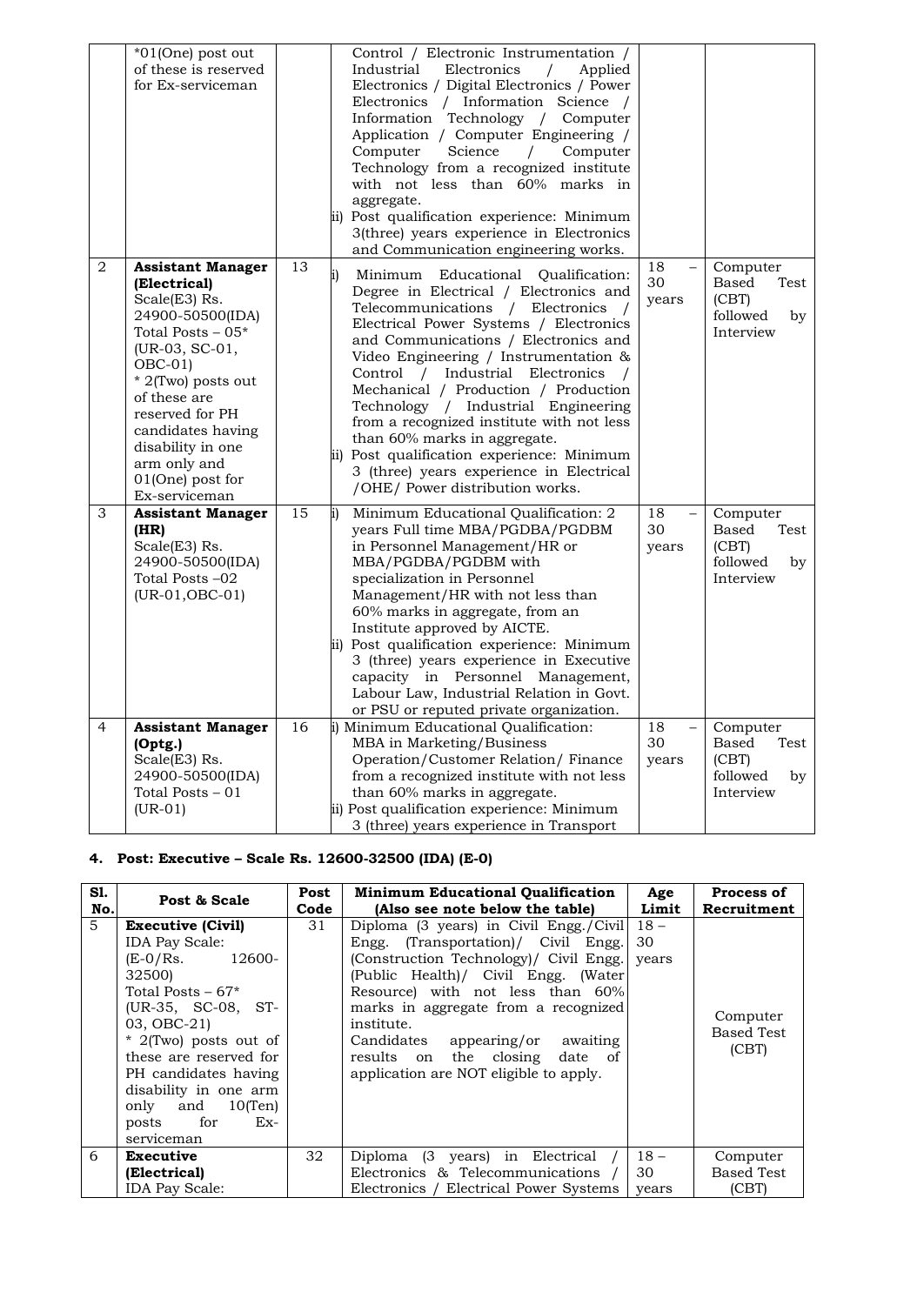| | | | | | |
|---|---|---|---|---|---|
| | *01(One) post out of these is reserved for Ex-serviceman | | Control / Electronic Instrumentation / Industrial Electronics / Applied Electronics / Digital Electronics / Power Electronics / Information Science / Information Technology / Computer Application / Computer Engineering / Computer Science / Computer Technology from a recognized institute with not less than 60% marks in aggregate.<br>ii) Post qualification experience: Minimum 3(three) years experience in Electronics and Communication engineering works. | | |
| 2 | **Assistant Manager (Electrical)**<br>Scale(E3) Rs. 24900-50500(IDA)<br>Total Posts – 05*<br>(UR-03, SC-01, OBC-01)<br>* 2(Two) posts out of these are reserved for PH candidates having disability in one arm only and 01(One) post for Ex-serviceman | 13 | i) Minimum Educational Qualification: Degree in Electrical / Electronics and Telecommunications / Electronics / Electrical Power Systems / Electronics and Communications / Electronics and Video Engineering / Instrumentation & Control / Industrial Electronics / Mechanical / Production / Production Technology / Industrial Engineering from a recognized institute with not less than 60% marks in aggregate.<br>ii) Post qualification experience: Minimum 3 (three) years experience in Electrical /OHE/ Power distribution works. | 18 – 30 years | Computer Based Test (CBT) followed by Interview |
| 3 | **Assistant Manager (HR)**<br>Scale(E3) Rs. 24900-50500(IDA)<br>Total Posts –02<br>(UR-01,OBC-01) | 15 | i) Minimum Educational Qualification: 2 years Full time MBA/PGDBA/PGDBM in Personnel Management/HR or MBA/PGDBA/PGDBM with specialization in Personnel Management/HR with not less than 60% marks in aggregate, from an Institute approved by AICTE.<br>ii) Post qualification experience: Minimum 3 (three) years experience in Executive capacity in Personnel Management, Labour Law, Industrial Relation in Govt. or PSU or reputed private organization. | 18 – 30 years | Computer Based Test (CBT) followed by Interview |
| 4 | **Assistant Manager (Optg.)**<br>Scale(E3) Rs. 24900-50500(IDA)<br>Total Posts – 01<br>(UR-01) | 16 | i) Minimum Educational Qualification: MBA in Marketing/Business Operation/Customer Relation/ Finance from a recognized institute with not less than 60% marks in aggregate.<br>ii) Post qualification experience: Minimum 3 (three) years experience in Transport | 18 – 30 years | Computer Based Test (CBT) followed by Interview |

#### 4. Post: Executive – Scale Rs. 12600-32500 (IDA) (E-0)

| Sl. No. | Post & Scale | Post Code | Minimum Educational Qualification (Also see note below the table) | Age Limit | Process of Recruitment |
|---|---|---|---|---|---|
| 5 | **Executive (Civil)**<br>IDA Pay Scale: (E-0/Rs. 12600-32500)<br>Total Posts – 67*<br>(UR-35, SC-08, ST-03, OBC-21)<br>* 2(Two) posts out of these are reserved for PH candidates having disability in one arm only and 10(Ten) posts for Ex-serviceman | 31 | Diploma (3 years) in Civil Engg./Civil Engg. (Transportation)/ Civil Engg. (Construction Technology)/ Civil Engg. (Public Health)/ Civil Engg. (Water Resource) with not less than 60% marks in aggregate from a recognized institute.<br>Candidates appearing/or awaiting results on the closing date of application are NOT eligible to apply. | 18 – 30 years | Computer Based Test (CBT) |
| 6 | **Executive (Electrical)**<br>IDA Pay Scale: | 32 | Diploma (3 years) in Electrical / Electronics & Telecommunications / Electronics / Electrical Power Systems | 18 – 30 years | Computer Based Test (CBT) |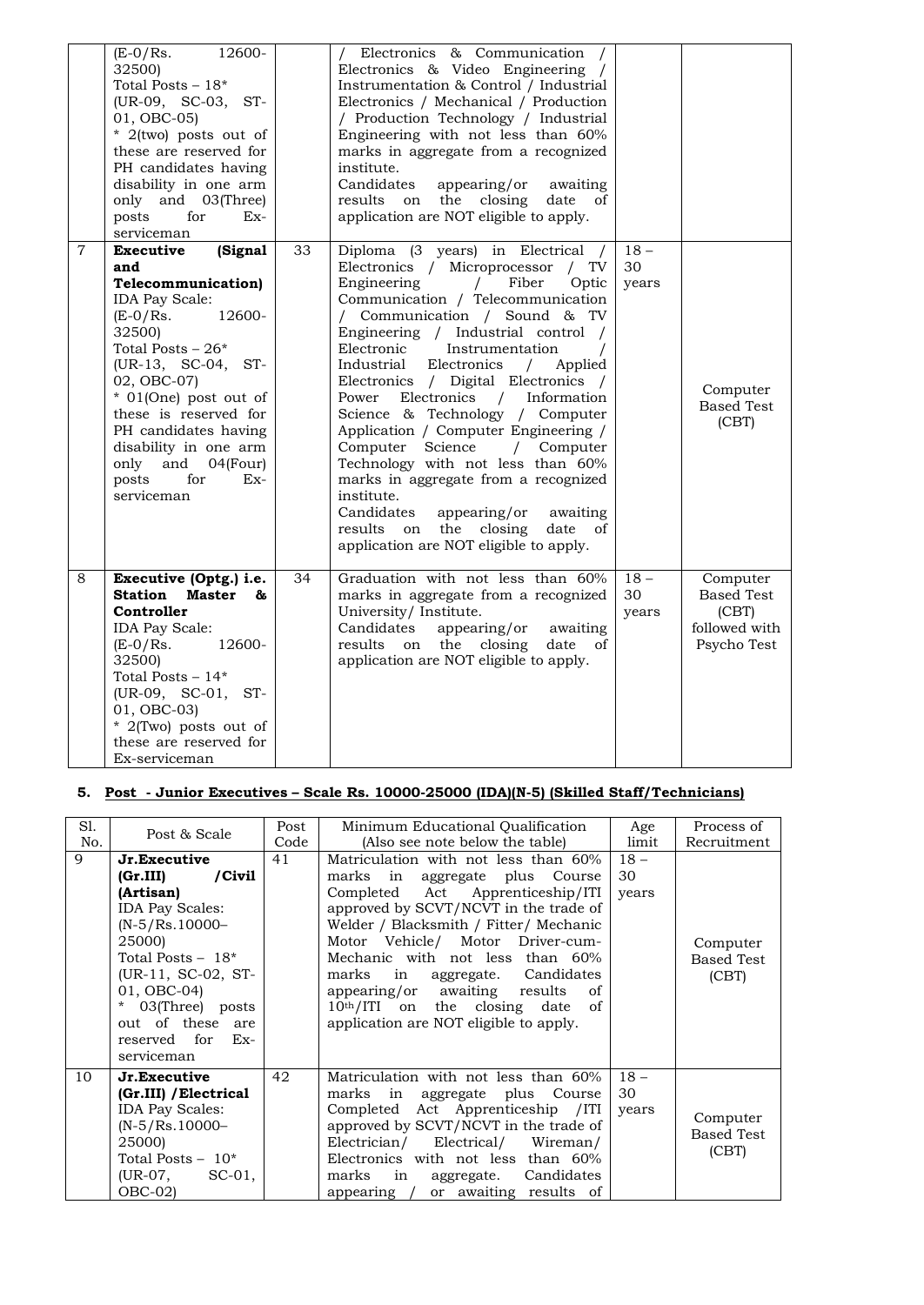| | | | | | |
|---|---|---|---|---|---|
| | (E-0/Rs. 12600-32500)<br>Total Posts – 18*<br>(UR-09, SC-03, ST-01, OBC-05)<br>* 2(two) posts out of these are reserved for PH candidates having disability in one arm only and 03(Three) posts for Ex-serviceman | | / Electronics & Communication / Electronics & Video Engineering / Instrumentation & Control / Industrial Electronics / Mechanical / Production / Production Technology / Industrial Engineering with not less than 60% marks in aggregate from a recognized institute.<br>Candidates appearing/or awaiting results on the closing date of application are NOT eligible to apply. | | |
| 7 | **Executive (Signal and Telecommunication)**<br>IDA Pay Scale:<br>(E-0/Rs. 12600-32500)<br>Total Posts – 26*<br>(UR-13, SC-04, ST-02, OBC-07)<br>* 01(One) post out of these is reserved for PH candidates having disability in one arm only and 04(Four) posts for Ex-serviceman | 33 | Diploma (3 years) in Electrical / Electronics / Microprocessor / TV Engineering / Fiber Optic Communication / Telecommunication / Communication / Sound & TV Engineering / Industrial control / Electronic Instrumentation / Industrial Electronics / Applied Electronics / Digital Electronics / Power Electronics / Information Science & Technology / Computer Application / Computer Engineering / Computer Science / Computer Technology with not less than 60% marks in aggregate from a recognized institute.<br>Candidates appearing/or awaiting results on the closing date of application are NOT eligible to apply. | 18 – 30 years | Computer Based Test (CBT) |
| 8 | **Executive (Optg.) i.e. Station Master & Controller**<br>IDA Pay Scale:<br>(E-0/Rs. 12600-32500)<br>Total Posts – 14*<br>(UR-09, SC-01, ST-01, OBC-03)<br>* 2(Two) posts out of these are reserved for Ex-serviceman | 34 | Graduation with not less than 60% marks in aggregate from a recognized University/ Institute.<br>Candidates appearing/or awaiting results on the closing date of application are NOT eligible to apply. | 18 – 30 years | Computer Based Test (CBT) followed with Psycho Test |

**5. Post - Junior Executives – Scale Rs. 10000-25000 (IDA)(N-5) (Skilled Staff/Technicians)**

| Sl. No. | Post & Scale | Post Code | Minimum Educational Qualification (Also see note below the table) | Age limit | Process of Recruitment |
|---|---|---|---|---|---|
| 9 | **Jr.Executive (Gr.III) /Civil (Artisan)**<br>IDA Pay Scales:<br>(N-5/Rs.10000–25000)<br>Total Posts – 18*<br>(UR-11, SC-02, ST-01, OBC-04)<br>* 03(Three) posts out of these are reserved for Ex-serviceman | 41 | Matriculation with not less than 60% marks in aggregate plus Course Completed Act Apprenticeship/ITI approved by SCVT/NCVT in the trade of Welder / Blacksmith / Fitter/ Mechanic Motor Vehicle/ Motor Driver-cum-Mechanic with not less than 60% marks in aggregate. Candidates appearing/or awaiting results of 10th/ITI on the closing date of application are NOT eligible to apply. | 18 – 30 years | Computer Based Test (CBT) |
| 10 | **Jr.Executive (Gr.III) /Electrical**<br>IDA Pay Scales:<br>(N-5/Rs.10000–25000)<br>Total Posts – 10*<br>(UR-07, SC-01, OBC-02) | 42 | Matriculation with not less than 60% marks in aggregate plus Course Completed Act Apprenticeship /ITI approved by SCVT/NCVT in the trade of Electrician/ Electrical/ Wireman/ Electronics with not less than 60% marks in aggregate. Candidates appearing / or awaiting results of | 18 – 30 years | Computer Based Test (CBT) |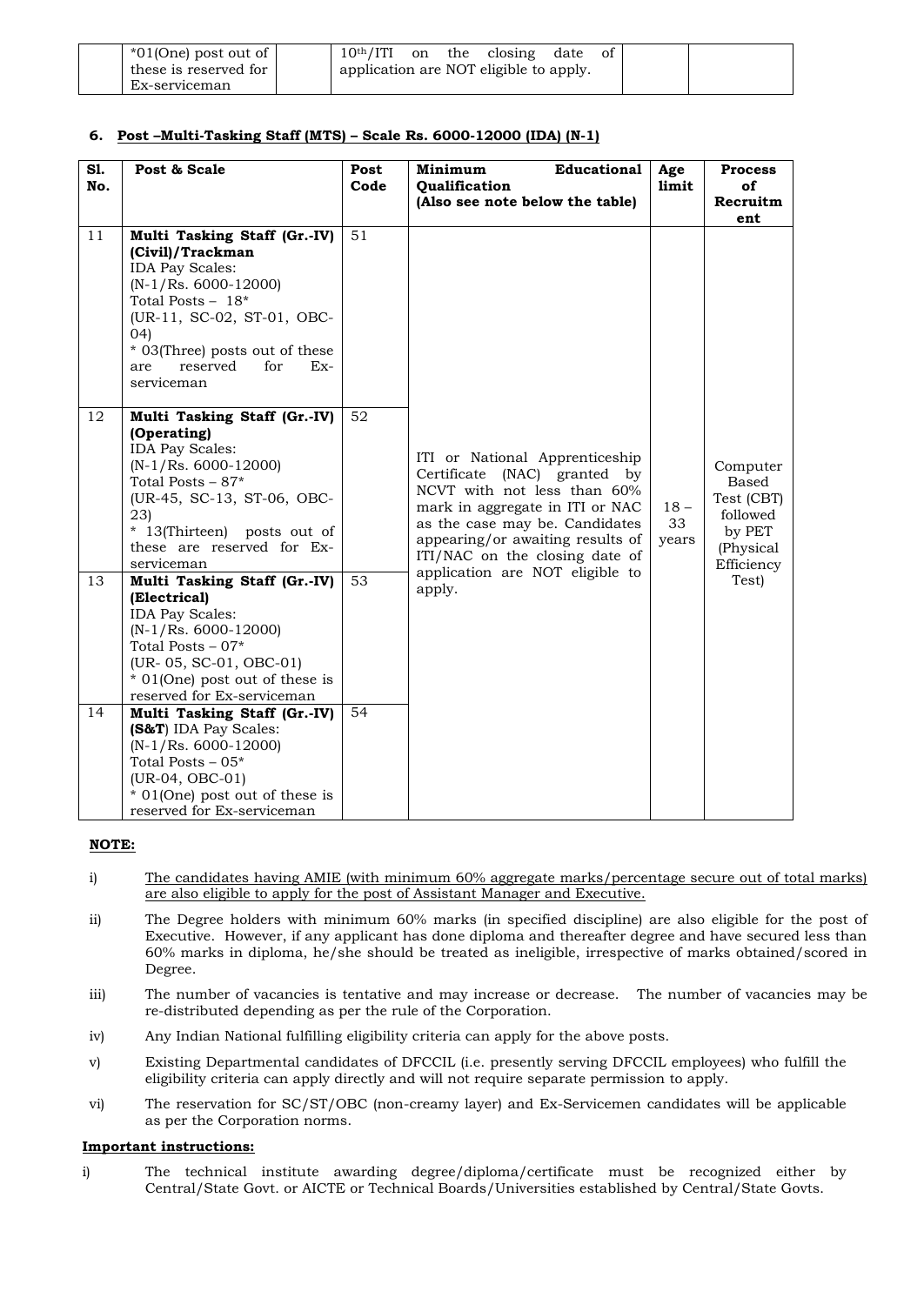| | *01(One) post out of these is reserved for Ex-serviceman | | $10^{th}$/ITI on the closing date of application are NOT eligible to apply. | | |
|---|---|---|---|---|---|

**6. Post –Multi-Tasking Staff (MTS) – Scale Rs. 6000-12000 (IDA) (N-1)**

| Sl. No. | Post & Scale | Post Code | Minimum Educational Qualification (Also see note below the table) | Age limit | Process of Recruitment |
|---|---|---|---|---|---|
| 11 | **Multi Tasking Staff (Gr.-IV) (Civil)/Trackman** IDA Pay Scales: (N-1/Rs. 6000-12000) Total Posts – 18* (UR-11, SC-02, ST-01, OBC-04) * 03(Three) posts out of these are reserved for Ex-serviceman | 51 | ITI or National Apprenticeship Certificate (NAC) granted by NCVT with not less than 60% mark in aggregate in ITI or NAC as the case may be. Candidates appearing/or awaiting results of ITI/NAC on the closing date of application are NOT eligible to apply. | 18 – 33 years | Computer Based Test (CBT) followed by PET (Physical Efficiency Test) |
| 12 | **Multi Tasking Staff (Gr.-IV) (Operating)** IDA Pay Scales: (N-1/Rs. 6000-12000) Total Posts – 87* (UR-45, SC-13, ST-06, OBC-23) * 13(Thirteen) posts out of these are reserved for Ex-serviceman | 52 | | | |
| 13 | **Multi Tasking Staff (Gr.-IV) (Electrical)** IDA Pay Scales: (N-1/Rs. 6000-12000) Total Posts – 07* (UR- 05, SC-01, OBC-01) * 01(One) post out of these is reserved for Ex-serviceman | 53 | | | |
| 14 | **Multi Tasking Staff (Gr.-IV) (S&T)** IDA Pay Scales: (N-1/Rs. 6000-12000) Total Posts – 05* (UR-04, OBC-01) * 01(One) post out of these is reserved for Ex-serviceman | 54 | | | |

**NOTE:**

i) The candidates having AMIE (with minimum 60% aggregate marks/percentage secure out of total marks) are also eligible to apply for the post of Assistant Manager and Executive.

ii) The Degree holders with minimum 60% marks (in specified discipline) are also eligible for the post of Executive. However, if any applicant has done diploma and thereafter degree and have secured less than 60% marks in diploma, he/she should be treated as ineligible, irrespective of marks obtained/scored in Degree.

iii) The number of vacancies is tentative and may increase or decrease. The number of vacancies may be re-distributed depending as per the rule of the Corporation.

iv) Any Indian National fulfilling eligibility criteria can apply for the above posts.

v) Existing Departmental candidates of DFCCIL (i.e. presently serving DFCCIL employees) who fulfill the eligibility criteria can apply directly and will not require separate permission to apply.

vi) The reservation for SC/ST/OBC (non-creamy layer) and Ex-Servicemen candidates will be applicable as per the Corporation norms.

**Important instructions:**

i) The technical institute awarding degree/diploma/certificate must be recognized either by Central/State Govt. or AICTE or Technical Boards/Universities established by Central/State Govts.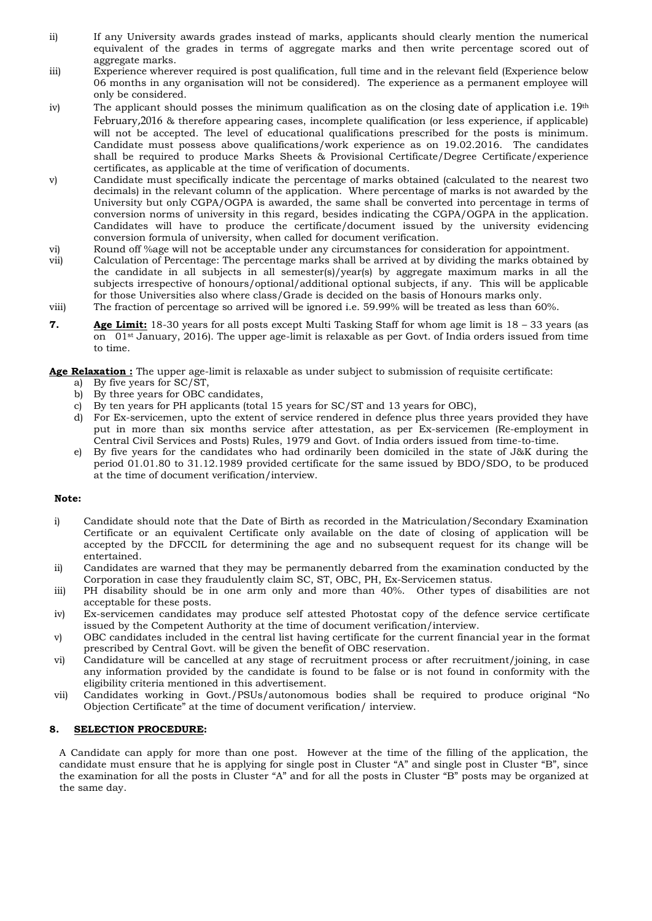ii) If any University awards grades instead of marks, applicants should clearly mention the numerical equivalent of the grades in terms of aggregate marks and then write percentage scored out of aggregate marks.

iii) Experience wherever required is post qualification, full time and in the relevant field (Experience below 06 months in any organisation will not be considered). The experience as a permanent employee will only be considered.

iv) The applicant should posses the minimum qualification as on the closing date of application i.e. 19th February,2016 & therefore appearing cases, incomplete qualification (or less experience, if applicable) will not be accepted. The level of educational qualifications prescribed for the posts is minimum. Candidate must possess above qualifications/work experience as on 19.02.2016. The candidates shall be required to produce Marks Sheets & Provisional Certificate/Degree Certificate/experience certificates, as applicable at the time of verification of documents.

v) Candidate must specifically indicate the percentage of marks obtained (calculated to the nearest two decimals) in the relevant column of the application. Where percentage of marks is not awarded by the University but only CGPA/OGPA is awarded, the same shall be converted into percentage in terms of conversion norms of university in this regard, besides indicating the CGPA/OGPA in the application. Candidates will have to produce the certificate/document issued by the university evidencing conversion formula of university, when called for document verification.

vi) Round off %age will not be acceptable under any circumstances for consideration for appointment.

vii) Calculation of Percentage: The percentage marks shall be arrived at by dividing the marks obtained by the candidate in all subjects in all semester(s)/year(s) by aggregate maximum marks in all the subjects irrespective of honours/optional/additional optional subjects, if any. This will be applicable for those Universities also where class/Grade is decided on the basis of Honours marks only.

viii) The fraction of percentage so arrived will be ignored i.e. 59.99% will be treated as less than 60%.

**7. Age Limit:** 18-30 years for all posts except Multi Tasking Staff for whom age limit is 18 – 33 years (as on 01st January, 2016). The upper age-limit is relaxable as per Govt. of India orders issued from time to time.

**Age Relaxation :** The upper age-limit is relaxable as under subject to submission of requisite certificate:

a) By five years for SC/ST,
b) By three years for OBC candidates,
c) By ten years for PH applicants (total 15 years for SC/ST and 13 years for OBC),
d) For Ex-servicemen, upto the extent of service rendered in defence plus three years provided they have put in more than six months service after attestation, as per Ex-servicemen (Re-employment in Central Civil Services and Posts) Rules, 1979 and Govt. of India orders issued from time-to-time.
e) By five years for the candidates who had ordinarily been domiciled in the state of J&K during the period 01.01.80 to 31.12.1989 provided certificate for the same issued by BDO/SDO, to be produced at the time of document verification/interview.

**Note:**

i) Candidate should note that the Date of Birth as recorded in the Matriculation/Secondary Examination Certificate or an equivalent Certificate only available on the date of closing of application will be accepted by the DFCCIL for determining the age and no subsequent request for its change will be entertained.

ii) Candidates are warned that they may be permanently debarred from the examination conducted by the Corporation in case they fraudulently claim SC, ST, OBC, PH, Ex-Servicemen status.

iii) PH disability should be in one arm only and more than 40%. Other types of disabilities are not acceptable for these posts.

iv) Ex-servicemen candidates may produce self attested Photostat copy of the defence service certificate issued by the Competent Authority at the time of document verification/interview.

v) OBC candidates included in the central list having certificate for the current financial year in the format prescribed by Central Govt. will be given the benefit of OBC reservation.

vi) Candidature will be cancelled at any stage of recruitment process or after recruitment/joining, in case any information provided by the candidate is found to be false or is not found in conformity with the eligibility criteria mentioned in this advertisement.

vii) Candidates working in Govt./PSUs/autonomous bodies shall be required to produce original "No Objection Certificate" at the time of document verification/ interview.

**8. SELECTION PROCEDURE:**

A Candidate can apply for more than one post. However at the time of the filling of the application, the candidate must ensure that he is applying for single post in Cluster "A" and single post in Cluster "B", since the examination for all the posts in Cluster "A" and for all the posts in Cluster "B" posts may be organized at the same day.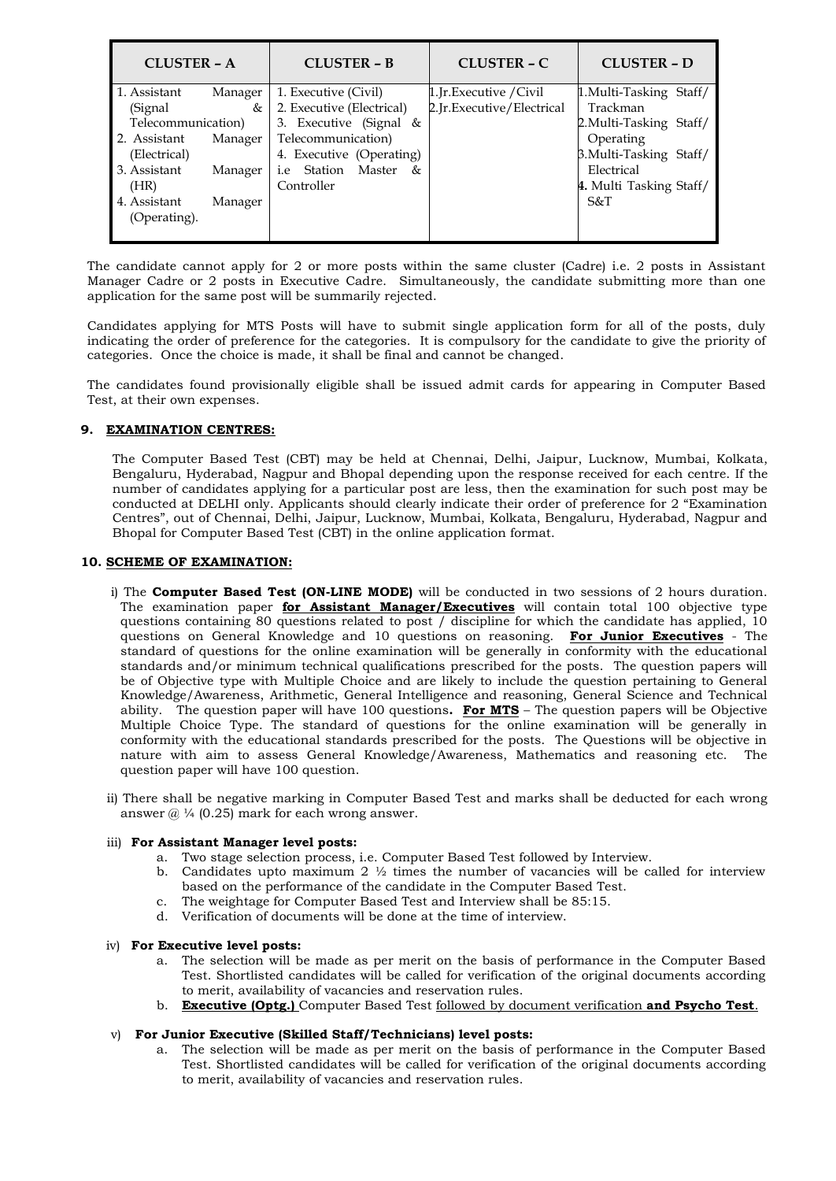| CLUSTER – A | CLUSTER – B | CLUSTER – C | CLUSTER – D |
|---|---|---|---|
| 1. Assistant Manager (Signal & Telecommunication)<br>2. Assistant Manager (Electrical)<br>3. Assistant Manager (HR)<br>4. Assistant Manager (Operating). | 1. Executive (Civil)<br>2. Executive (Electrical)<br>3. Executive (Signal & Telecommunication)<br>4. Executive (Operating) i.e Station Master & Controller | 1.Jr.Executive /Civil<br>2.Jr.Executive/Electrical | 1.Multi-Tasking Staff/ Trackman<br>2.Multi-Tasking Staff/ Operating<br>3.Multi-Tasking Staff/ Electrical<br>**4.** Multi Tasking Staff/ S&T |

The candidate cannot apply for 2 or more posts within the same cluster (Cadre) i.e. 2 posts in Assistant Manager Cadre or 2 posts in Executive Cadre. Simultaneously, the candidate submitting more than one application for the same post will be summarily rejected.

Candidates applying for MTS Posts will have to submit single application form for all of the posts, duly indicating the order of preference for the categories. It is compulsory for the candidate to give the priority of categories. Once the choice is made, it shall be final and cannot be changed.

The candidates found provisionally eligible shall be issued admit cards for appearing in Computer Based Test, at their own expenses.

## 9. EXAMINATION CENTRES:

The Computer Based Test (CBT) may be held at Chennai, Delhi, Jaipur, Lucknow, Mumbai, Kolkata, Bengaluru, Hyderabad, Nagpur and Bhopal depending upon the response received for each centre. If the number of candidates applying for a particular post are less, then the examination for such post may be conducted at DELHI only. Applicants should clearly indicate their order of preference for 2 "Examination Centres", out of Chennai, Delhi, Jaipur, Lucknow, Mumbai, Kolkata, Bengaluru, Hyderabad, Nagpur and Bhopal for Computer Based Test (CBT) in the online application format.

## 10. SCHEME OF EXAMINATION:

i) The **Computer Based Test (ON-LINE MODE)** will be conducted in two sessions of 2 hours duration. The examination paper **for Assistant Manager/Executives** will contain total 100 objective type questions containing 80 questions related to post / discipline for which the candidate has applied, 10 questions on General Knowledge and 10 questions on reasoning. **For Junior Executives** - The standard of questions for the online examination will be generally in conformity with the educational standards and/or minimum technical qualifications prescribed for the posts. The question papers will be of Objective type with Multiple Choice and are likely to include the question pertaining to General Knowledge/Awareness, Arithmetic, General Intelligence and reasoning, General Science and Technical ability. The question paper will have 100 questions**.** **For MTS** – The question papers will be Objective Multiple Choice Type. The standard of questions for the online examination will be generally in conformity with the educational standards prescribed for the posts. The Questions will be objective in nature with aim to assess General Knowledge/Awareness, Mathematics and reasoning etc. The question paper will have 100 question.

ii) There shall be negative marking in Computer Based Test and marks shall be deducted for each wrong answer @ ¼ (0.25) mark for each wrong answer.

iii) **For Assistant Manager level posts:**

a. Two stage selection process, i.e. Computer Based Test followed by Interview.
b. Candidates upto maximum 2 ½ times the number of vacancies will be called for interview based on the performance of the candidate in the Computer Based Test.
c. The weightage for Computer Based Test and Interview shall be 85:15.
d. Verification of documents will be done at the time of interview.

iv) **For Executive level posts:**

a. The selection will be made as per merit on the basis of performance in the Computer Based Test. Shortlisted candidates will be called for verification of the original documents according to merit, availability of vacancies and reservation rules.
b. **Executive (Optg.)** Computer Based Test followed by document verification **and Psycho Test**.

v) **For Junior Executive (Skilled Staff/Technicians) level posts:**

a. The selection will be made as per merit on the basis of performance in the Computer Based Test. Shortlisted candidates will be called for verification of the original documents according to merit, availability of vacancies and reservation rules.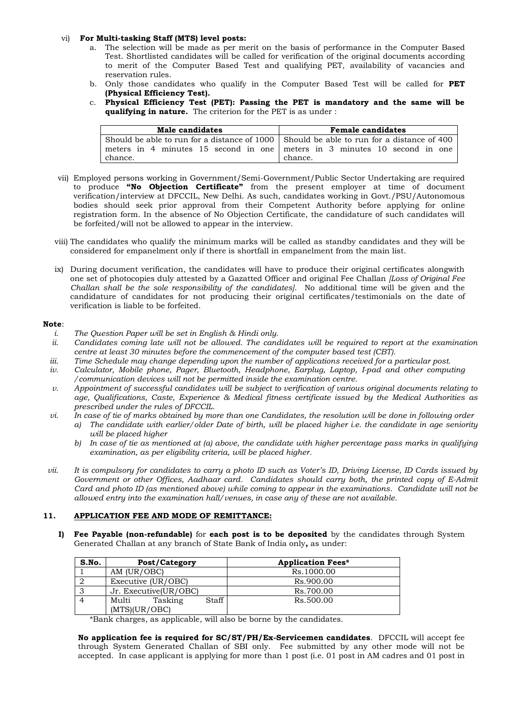vi) **For Multi-tasking Staff (MTS) level posts:**

a. The selection will be made as per merit on the basis of performance in the Computer Based Test. Shortlisted candidates will be called for verification of the original documents according to merit of the Computer Based Test and qualifying PET, availability of vacancies and reservation rules.

b. Only those candidates who qualify in the Computer Based Test will be called for **PET (Physical Efficiency Test).**

c. **Physical Efficiency Test (PET): Passing the PET is mandatory and the same will be qualifying in nature.** The criterion for the PET is as under :

| Male candidates | Female candidates |
|---|---|
| Should be able to run for a distance of 1000 meters in 4 minutes 15 second in one chance. | Should be able to run for a distance of 400 meters in 3 minutes 10 second in one chance. |

vii) Employed persons working in Government/Semi-Government/Public Sector Undertaking are required to produce **"No Objection Certificate"** from the present employer at time of document verification/interview at DFCCIL, New Delhi. As such, candidates working in Govt./PSU/Autonomous bodies should seek prior approval from their Competent Authority before applying for online registration form. In the absence of No Objection Certificate, the candidature of such candidates will be forfeited/will not be allowed to appear in the interview.

viii) The candidates who qualify the minimum marks will be called as standby candidates and they will be considered for empanelment only if there is shortfall in empanelment from the main list.

ix) During document verification, the candidates will have to produce their original certificates alongwith one set of photocopies duly attested by a Gazatted Officer and original Fee Challan *[Loss of Original Fee Challan shall be the sole responsibility of the candidates]*. No additional time will be given and the candidature of candidates for not producing their original certificates/testimonials on the date of verification is liable to be forfeited.

**Note**:

*i. The Question Paper will be set in English & Hindi only.*

*ii. Candidates coming late will not be allowed. The candidates will be required to report at the examination centre at least 30 minutes before the commencement of the computer based test (CBT).*

*iii. Time Schedule may change depending upon the number of applications received for a particular post.*

*iv. Calculator, Mobile phone, Pager, Bluetooth, Headphone, Earplug, Laptop, I-pad and other computing /communication devices will not be permitted inside the examination centre.*

*v. Appointment of successful candidates will be subject to verification of various original documents relating to age, Qualifications, Caste, Experience & Medical fitness certificate issued by the Medical Authorities as prescribed under the rules of DFCCIL.*

*vi. In case of tie of marks obtained by more than one Candidates, the resolution will be done in following order*

*a) The candidate with earlier/older Date of birth, will be placed higher i.e. the candidate in age seniority will be placed higher*

*b) In case of tie as mentioned at (a) above, the candidate with higher percentage pass marks in qualifying examination, as per eligibility criteria, will be placed higher.*

*vii. It is compulsory for candidates to carry a photo ID such as Voter's ID, Driving License, ID Cards issued by Government or other Offices, Aadhaar card. Candidates should carry both, the printed copy of E-Admit Card and photo ID (as mentioned above) while coming to appear in the examinations. Candidate will not be allowed entry into the examination hall/venues, in case any of these are not available.*

## 11. APPLICATION FEE AND MODE OF REMITTANCE:

**I) Fee Payable (non-refundable)** for **each post is to be deposited** by the candidates through System Generated Challan at any branch of State Bank of India only**,** as under:

| S.No. | Post/Category | Application Fees* |
|---|---|---|
| 1 | AM (UR/OBC) | Rs.1000.00 |
| 2 | Executive (UR/OBC) | Rs.900.00 |
| 3 | Jr. Executive(UR/OBC) | Rs.700.00 |
| 4 | Multi Tasking Staff (MTS)(UR/OBC) | Rs.500.00 |

*Bank charges, as applicable, will also be borne by the candidates.

**No application fee is required for SC/ST/PH/Ex-Servicemen candidates**. DFCCIL will accept fee through System Generated Challan of SBI only. Fee submitted by any other mode will not be accepted. In case applicant is applying for more than 1 post (i.e. 01 post in AM cadres and 01 post in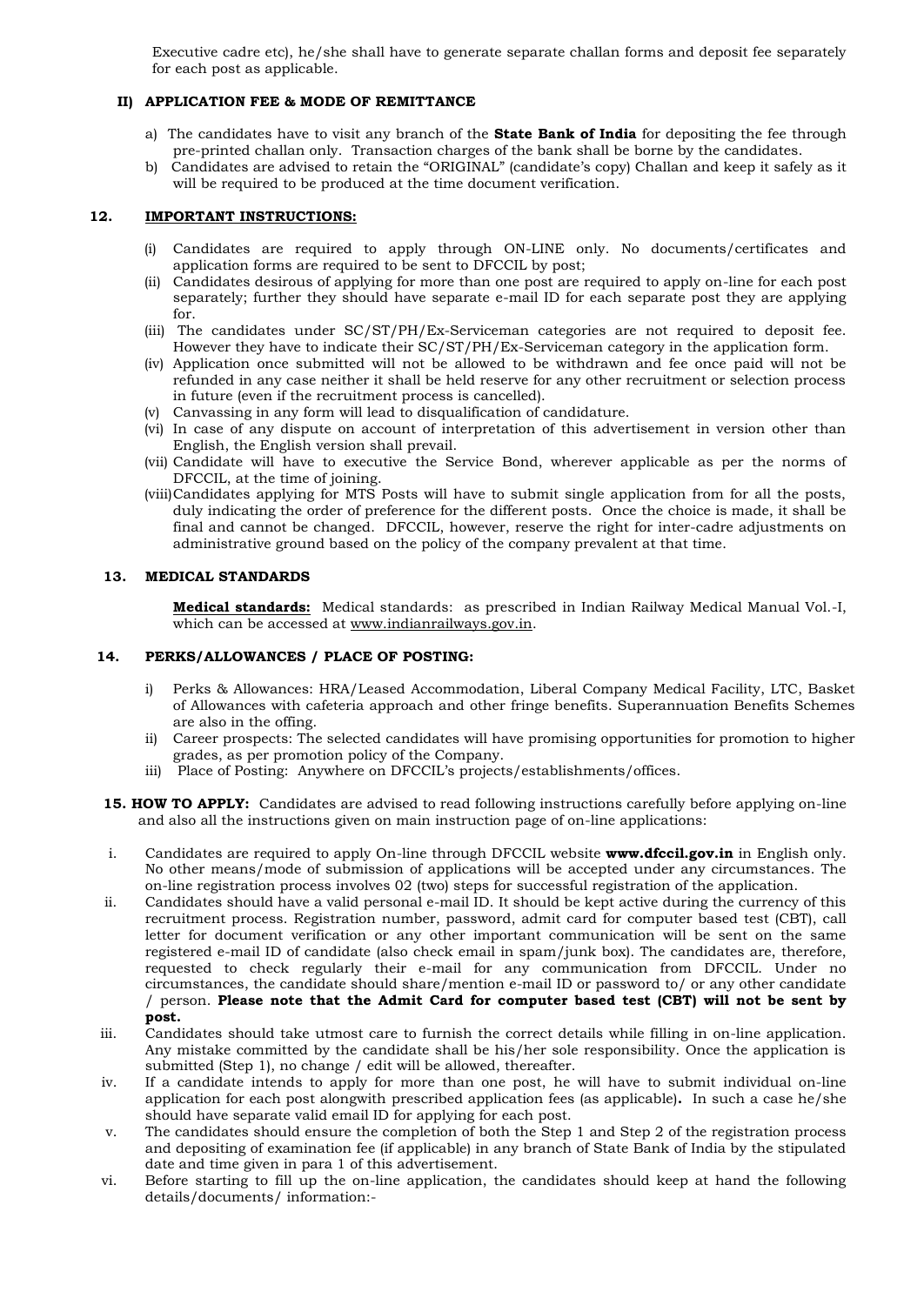Executive cadre etc), he/she shall have to generate separate challan forms and deposit fee separately for each post as applicable.

**II) APPLICATION FEE & MODE OF REMITTANCE**

a) The candidates have to visit any branch of the **State Bank of India** for depositing the fee through pre-printed challan only. Transaction charges of the bank shall be borne by the candidates.

b) Candidates are advised to retain the "ORIGINAL" (candidate's copy) Challan and keep it safely as it will be required to be produced at the time document verification.

## 12. IMPORTANT INSTRUCTIONS:

(i) Candidates are required to apply through ON-LINE only. No documents/certificates and application forms are required to be sent to DFCCIL by post;

(ii) Candidates desirous of applying for more than one post are required to apply on-line for each post separately; further they should have separate e-mail ID for each separate post they are applying for.

(iii) The candidates under SC/ST/PH/Ex-Serviceman categories are not required to deposit fee. However they have to indicate their SC/ST/PH/Ex-Serviceman category in the application form.

(iv) Application once submitted will not be allowed to be withdrawn and fee once paid will not be refunded in any case neither it shall be held reserve for any other recruitment or selection process in future (even if the recruitment process is cancelled).

(v) Canvassing in any form will lead to disqualification of candidature.

(vi) In case of any dispute on account of interpretation of this advertisement in version other than English, the English version shall prevail.

(vii) Candidate will have to executive the Service Bond, wherever applicable as per the norms of DFCCIL, at the time of joining.

(viii) Candidates applying for MTS Posts will have to submit single application from for all the posts, duly indicating the order of preference for the different posts. Once the choice is made, it shall be final and cannot be changed. DFCCIL, however, reserve the right for inter-cadre adjustments on administrative ground based on the policy of the company prevalent at that time.

## 13. MEDICAL STANDARDS

**Medical standards:** Medical standards: as prescribed in Indian Railway Medical Manual Vol.-I, which can be accessed at www.indianrailways.gov.in.

## 14. PERKS/ALLOWANCES / PLACE OF POSTING:

i) Perks & Allowances: HRA/Leased Accommodation, Liberal Company Medical Facility, LTC, Basket of Allowances with cafeteria approach and other fringe benefits. Superannuation Benefits Schemes are also in the offing.

ii) Career prospects: The selected candidates will have promising opportunities for promotion to higher grades, as per promotion policy of the Company.

iii) Place of Posting: Anywhere on DFCCIL's projects/establishments/offices.

**15. HOW TO APPLY:** Candidates are advised to read following instructions carefully before applying on-line and also all the instructions given on main instruction page of on-line applications:

i. Candidates are required to apply On-line through DFCCIL website **www.dfccil.gov.in** in English only. No other means/mode of submission of applications will be accepted under any circumstances. The on-line registration process involves 02 (two) steps for successful registration of the application.

ii. Candidates should have a valid personal e-mail ID. It should be kept active during the currency of this recruitment process. Registration number, password, admit card for computer based test (CBT), call letter for document verification or any other important communication will be sent on the same registered e-mail ID of candidate (also check email in spam/junk box). The candidates are, therefore, requested to check regularly their e-mail for any communication from DFCCIL. Under no circumstances, the candidate should share/mention e-mail ID or password to/ or any other candidate / person. **Please note that the Admit Card for computer based test (CBT) will not be sent by post.**

iii. Candidates should take utmost care to furnish the correct details while filling in on-line application. Any mistake committed by the candidate shall be his/her sole responsibility. Once the application is submitted (Step 1), no change / edit will be allowed, thereafter.

iv. If a candidate intends to apply for more than one post, he will have to submit individual on-line application for each post alongwith prescribed application fees (as applicable)**.** In such a case he/she should have separate valid email ID for applying for each post.

v. The candidates should ensure the completion of both the Step 1 and Step 2 of the registration process and depositing of examination fee (if applicable) in any branch of State Bank of India by the stipulated date and time given in para 1 of this advertisement.

vi. Before starting to fill up the on-line application, the candidates should keep at hand the following details/documents/ information:-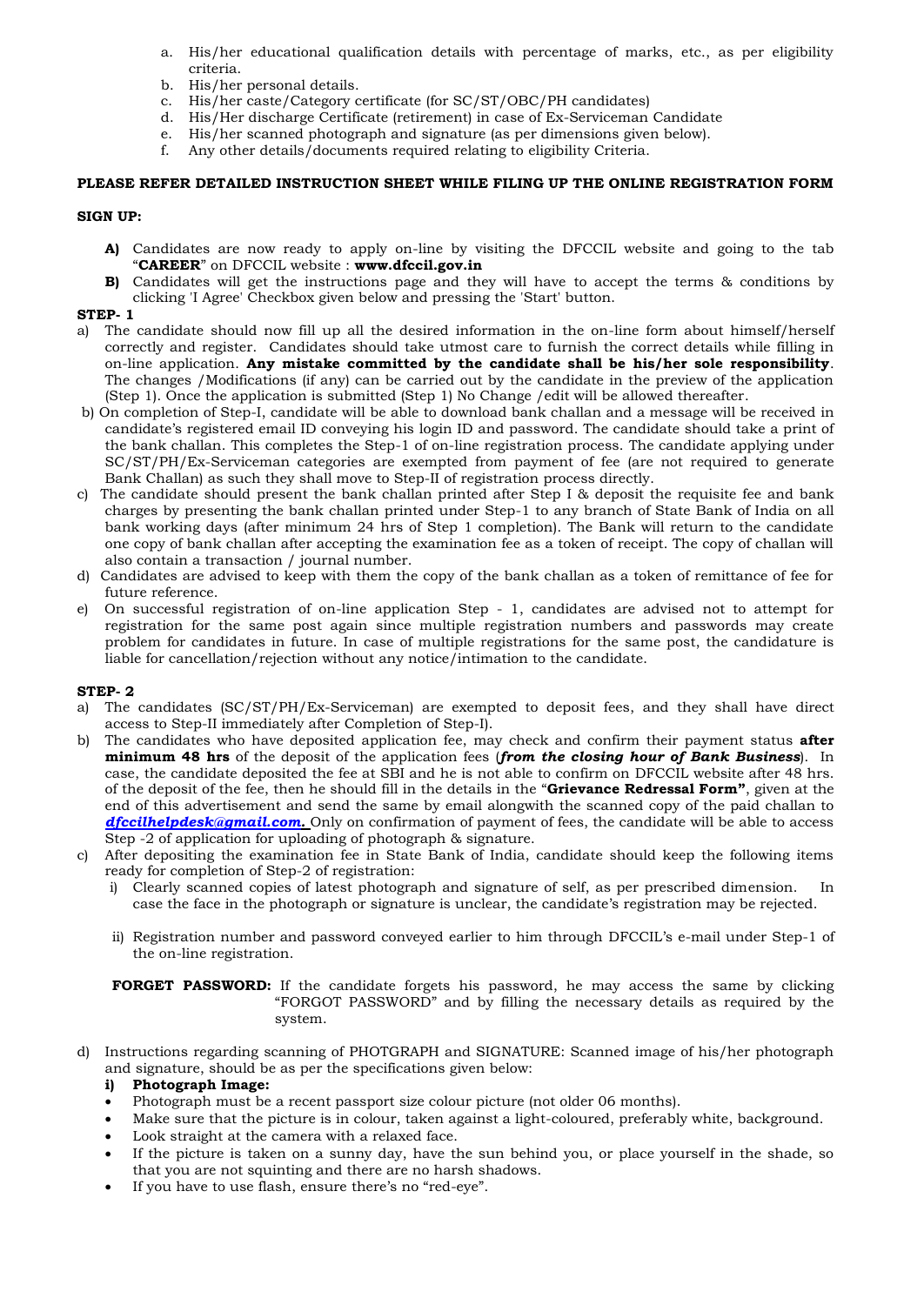a. His/her educational qualification details with percentage of marks, etc., as per eligibility criteria.
b. His/her personal details.
c. His/her caste/Category certificate (for SC/ST/OBC/PH candidates)
d. His/Her discharge Certificate (retirement) in case of Ex-Serviceman Candidate
e. His/her scanned photograph and signature (as per dimensions given below).
f. Any other details/documents required relating to eligibility Criteria.

**PLEASE REFER DETAILED INSTRUCTION SHEET WHILE FILING UP THE ONLINE REGISTRATION FORM**

**SIGN UP:**

**A)** Candidates are now ready to apply on-line by visiting the DFCCIL website and going to the tab "**CAREER**" on DFCCIL website : **www.dfccil.gov.in**

**B)** Candidates will get the instructions page and they will have to accept the terms & conditions by clicking 'I Agree' Checkbox given below and pressing the 'Start' button.

**STEP- 1**

a) The candidate should now fill up all the desired information in the on-line form about himself/herself correctly and register. Candidates should take utmost care to furnish the correct details while filling in on-line application. **Any mistake committed by the candidate shall be his/her sole responsibility**. The changes /Modifications (if any) can be carried out by the candidate in the preview of the application (Step 1). Once the application is submitted (Step 1) No Change /edit will be allowed thereafter.

b) On completion of Step-I, candidate will be able to download bank challan and a message will be received in candidate's registered email ID conveying his login ID and password. The candidate should take a print of the bank challan. This completes the Step-1 of on-line registration process. The candidate applying under SC/ST/PH/Ex-Serviceman categories are exempted from payment of fee (are not required to generate Bank Challan) as such they shall move to Step-II of registration process directly.

c) The candidate should present the bank challan printed after Step I & deposit the requisite fee and bank charges by presenting the bank challan printed under Step-1 to any branch of State Bank of India on all bank working days (after minimum 24 hrs of Step 1 completion). The Bank will return to the candidate one copy of bank challan after accepting the examination fee as a token of receipt. The copy of challan will also contain a transaction / journal number.

d) Candidates are advised to keep with them the copy of the bank challan as a token of remittance of fee for future reference.

e) On successful registration of on-line application Step - 1, candidates are advised not to attempt for registration for the same post again since multiple registration numbers and passwords may create problem for candidates in future. In case of multiple registrations for the same post, the candidature is liable for cancellation/rejection without any notice/intimation to the candidate.

**STEP- 2**

a) The candidates (SC/ST/PH/Ex-Serviceman) are exempted to deposit fees, and they shall have direct access to Step-II immediately after Completion of Step-I).

b) The candidates who have deposited application fee, may check and confirm their payment status **after minimum 48 hrs** of the deposit of the application fees (***from the closing hour of Bank Business***). In case, the candidate deposited the fee at SBI and he is not able to confirm on DFCCIL website after 48 hrs. of the deposit of the fee, then he should fill in the details in the "**Grievance Redressal Form"**, given at the end of this advertisement and send the same by email alongwith the scanned copy of the paid challan to ***dfccilhelpdesk@gmail.com.*** Only on confirmation of payment of fees, the candidate will be able to access Step -2 of application for uploading of photograph & signature.

c) After depositing the examination fee in State Bank of India, candidate should keep the following items ready for completion of Step-2 of registration:

   i) Clearly scanned copies of latest photograph and signature of self, as per prescribed dimension. In case the face in the photograph or signature is unclear, the candidate's registration may be rejected.

   ii) Registration number and password conveyed earlier to him through DFCCIL's e-mail under Step-1 of the on-line registration.

   **FORGET PASSWORD:** If the candidate forgets his password, he may access the same by clicking "FORGOT PASSWORD" and by filling the necessary details as required by the system.

d) Instructions regarding scanning of PHOTGRAPH and SIGNATURE: Scanned image of his/her photograph and signature, should be as per the specifications given below:

   **i) Photograph Image:**

   - Photograph must be a recent passport size colour picture (not older 06 months).
   - Make sure that the picture is in colour, taken against a light-coloured, preferably white, background.
   - Look straight at the camera with a relaxed face.
   - If the picture is taken on a sunny day, have the sun behind you, or place yourself in the shade, so that you are not squinting and there are no harsh shadows.
   - If you have to use flash, ensure there's no "red-eye".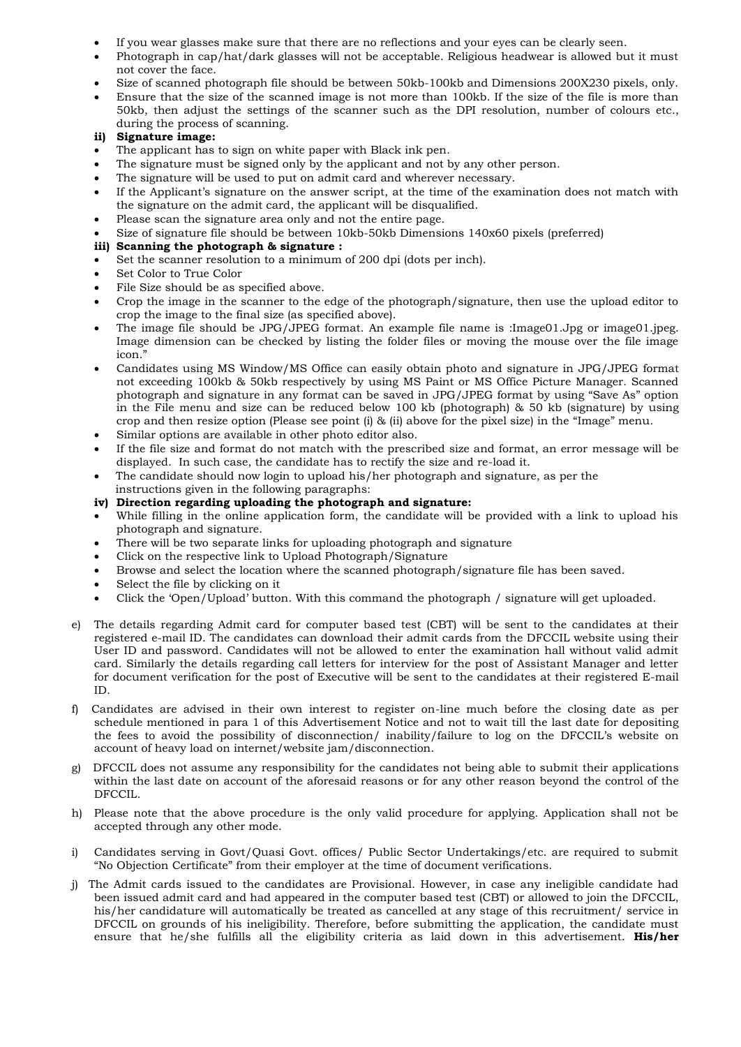- If you wear glasses make sure that there are no reflections and your eyes can be clearly seen.
- Photograph in cap/hat/dark glasses will not be acceptable. Religious headwear is allowed but it must not cover the face.
- Size of scanned photograph file should be between 50kb-100kb and Dimensions 200X230 pixels, only.
- Ensure that the size of the scanned image is not more than 100kb. If the size of the file is more than 50kb, then adjust the settings of the scanner such as the DPI resolution, number of colours etc., during the process of scanning.

**ii) Signature image:**

- The applicant has to sign on white paper with Black ink pen.
- The signature must be signed only by the applicant and not by any other person.
- The signature will be used to put on admit card and wherever necessary.
- If the Applicant's signature on the answer script, at the time of the examination does not match with the signature on the admit card, the applicant will be disqualified.
- Please scan the signature area only and not the entire page.
- Size of signature file should be between 10kb-50kb Dimensions 140x60 pixels (preferred)

**iii) Scanning the photograph & signature :**

- Set the scanner resolution to a minimum of 200 dpi (dots per inch).
- Set Color to True Color
- File Size should be as specified above.
- Crop the image in the scanner to the edge of the photograph/signature, then use the upload editor to crop the image to the final size (as specified above).
- The image file should be JPG/JPEG format. An example file name is :Image01.Jpg or image01.jpeg. Image dimension can be checked by listing the folder files or moving the mouse over the file image icon."
- Candidates using MS Window/MS Office can easily obtain photo and signature in JPG/JPEG format not exceeding 100kb & 50kb respectively by using MS Paint or MS Office Picture Manager. Scanned photograph and signature in any format can be saved in JPG/JPEG format by using "Save As" option in the File menu and size can be reduced below 100 kb (photograph) & 50 kb (signature) by using crop and then resize option (Please see point (i) & (ii) above for the pixel size) in the "Image" menu.
- Similar options are available in other photo editor also.
- If the file size and format do not match with the prescribed size and format, an error message will be displayed. In such case, the candidate has to rectify the size and re-load it.
- The candidate should now login to upload his/her photograph and signature, as per the instructions given in the following paragraphs:

**iv) Direction regarding uploading the photograph and signature:**

- While filling in the online application form, the candidate will be provided with a link to upload his photograph and signature.
- There will be two separate links for uploading photograph and signature
- Click on the respective link to Upload Photograph/Signature
- Browse and select the location where the scanned photograph/signature file has been saved.
- Select the file by clicking on it
- Click the 'Open/Upload' button. With this command the photograph / signature will get uploaded.

e) The details regarding Admit card for computer based test (CBT) will be sent to the candidates at their registered e-mail ID. The candidates can download their admit cards from the DFCCIL website using their User ID and password. Candidates will not be allowed to enter the examination hall without valid admit card. Similarly the details regarding call letters for interview for the post of Assistant Manager and letter for document verification for the post of Executive will be sent to the candidates at their registered E-mail ID.

f) Candidates are advised in their own interest to register on-line much before the closing date as per schedule mentioned in para 1 of this Advertisement Notice and not to wait till the last date for depositing the fees to avoid the possibility of disconnection/ inability/failure to log on the DFCCIL's website on account of heavy load on internet/website jam/disconnection.

g) DFCCIL does not assume any responsibility for the candidates not being able to submit their applications within the last date on account of the aforesaid reasons or for any other reason beyond the control of the DFCCIL.

h) Please note that the above procedure is the only valid procedure for applying. Application shall not be accepted through any other mode.

i) Candidates serving in Govt/Quasi Govt. offices/ Public Sector Undertakings/etc. are required to submit "No Objection Certificate" from their employer at the time of document verifications.

j) The Admit cards issued to the candidates are Provisional. However, in case any ineligible candidate had been issued admit card and had appeared in the computer based test (CBT) or allowed to join the DFCCIL, his/her candidature will automatically be treated as cancelled at any stage of this recruitment/ service in DFCCIL on grounds of his ineligibility. Therefore, before submitting the application, the candidate must ensure that he/she fulfills all the eligibility criteria as laid down in this advertisement. **His/her**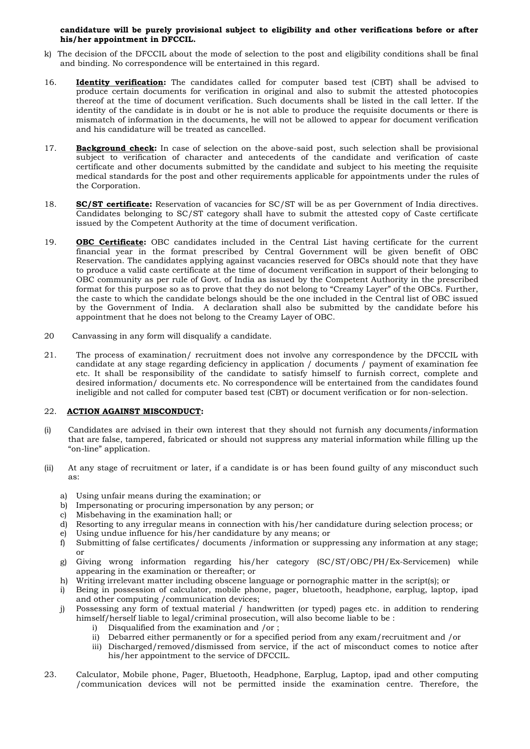**candidature will be purely provisional subject to eligibility and other verifications before or after his/her appointment in DFCCIL.**

k) The decision of the DFCCIL about the mode of selection to the post and eligibility conditions shall be final and binding. No correspondence will be entertained in this regard.

16. **<u>Identity verification</u>:** The candidates called for computer based test (CBT) shall be advised to produce certain documents for verification in original and also to submit the attested photocopies thereof at the time of document verification. Such documents shall be listed in the call letter. If the identity of the candidate is in doubt or he is not able to produce the requisite documents or there is mismatch of information in the documents, he will not be allowed to appear for document verification and his candidature will be treated as cancelled.

17. **<u>Background check</u>:** In case of selection on the above-said post, such selection shall be provisional subject to verification of character and antecedents of the candidate and verification of caste certificate and other documents submitted by the candidate and subject to his meeting the requisite medical standards for the post and other requirements applicable for appointments under the rules of the Corporation.

18. **<u>SC/ST certificate</u>:** Reservation of vacancies for SC/ST will be as per Government of India directives. Candidates belonging to SC/ST category shall have to submit the attested copy of Caste certificate issued by the Competent Authority at the time of document verification.

19. **<u>OBC Certificate</u>:** OBC candidates included in the Central List having certificate for the current financial year in the format prescribed by Central Government will be given benefit of OBC Reservation. The candidates applying against vacancies reserved for OBCs should note that they have to produce a valid caste certificate at the time of document verification in support of their belonging to OBC community as per rule of Govt. of India as issued by the Competent Authority in the prescribed format for this purpose so as to prove that they do not belong to "Creamy Layer" of the OBCs. Further, the caste to which the candidate belongs should be the one included in the Central list of OBC issued by the Government of India. A declaration shall also be submitted by the candidate before his appointment that he does not belong to the Creamy Layer of OBC.

20 Canvassing in any form will disqualify a candidate.

21. The process of examination/ recruitment does not involve any correspondence by the DFCCIL with candidate at any stage regarding deficiency in application / documents / payment of examination fee etc. It shall be responsibility of the candidate to satisfy himself to furnish correct, complete and desired information/ documents etc. No correspondence will be entertained from the candidates found ineligible and not called for computer based test (CBT) or document verification or for non-selection.

22. **<u>ACTION AGAINST MISCONDUCT</u>:**

(i) Candidates are advised in their own interest that they should not furnish any documents/information that are false, tampered, fabricated or should not suppress any material information while filling up the "on-line" application.

(ii) At any stage of recruitment or later, if a candidate is or has been found guilty of any misconduct such as:

a) Using unfair means during the examination; or
b) Impersonating or procuring impersonation by any person; or
c) Misbehaving in the examination hall; or
d) Resorting to any irregular means in connection with his/her candidature during selection process; or
e) Using undue influence for his/her candidature by any means; or
f) Submitting of false certificates/ documents /information or suppressing any information at any stage; or
g) Giving wrong information regarding his/her category (SC/ST/OBC/PH/Ex-Servicemen) while appearing in the examination or thereafter; or
h) Writing irrelevant matter including obscene language or pornographic matter in the script(s); or
i) Being in possession of calculator, mobile phone, pager, bluetooth, headphone, earplug, laptop, ipad and other computing /communication devices;
j) Possessing any form of textual material / handwritten (or typed) pages etc. in addition to rendering himself/herself liable to legal/criminal prosecution, will also become liable to be :
   i) Disqualified from the examination and /or ;
   ii) Debarred either permanently or for a specified period from any exam/recruitment and /or
   iii) Discharged/removed/dismissed from service, if the act of misconduct comes to notice after his/her appointment to the service of DFCCIL.

23. Calculator, Mobile phone, Pager, Bluetooth, Headphone, Earplug, Laptop, ipad and other computing /communication devices will not be permitted inside the examination centre. Therefore, the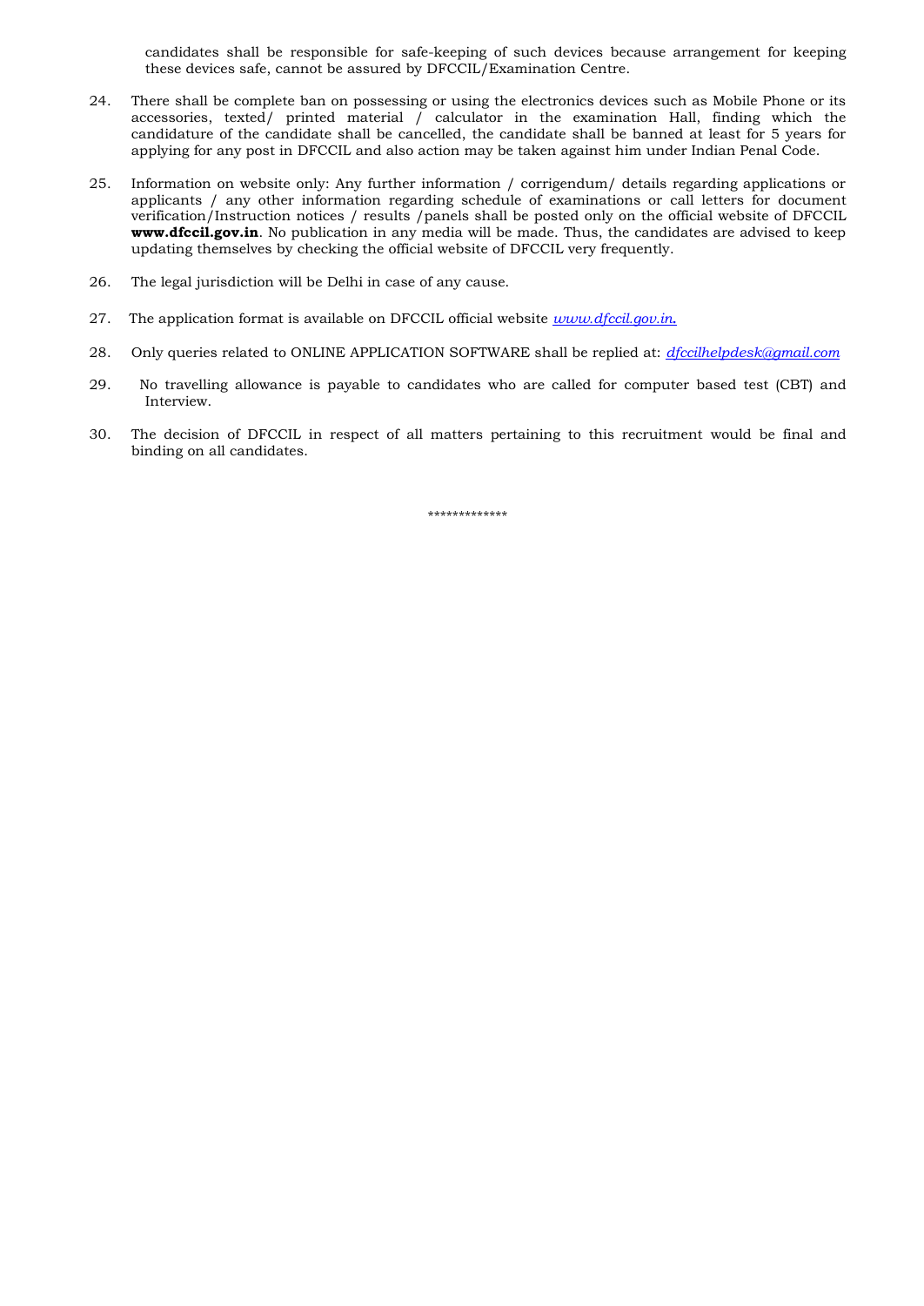candidates shall be responsible for safe-keeping of such devices because arrangement for keeping these devices safe, cannot be assured by DFCCIL/Examination Centre.

24. There shall be complete ban on possessing or using the electronics devices such as Mobile Phone or its accessories, texted/ printed material / calculator in the examination Hall, finding which the candidature of the candidate shall be cancelled, the candidate shall be banned at least for 5 years for applying for any post in DFCCIL and also action may be taken against him under Indian Penal Code.

25. Information on website only: Any further information / corrigendum/ details regarding applications or applicants / any other information regarding schedule of examinations or call letters for document verification/Instruction notices / results /panels shall be posted only on the official website of DFCCIL **www.dfccil.gov.in**. No publication in any media will be made. Thus, the candidates are advised to keep updating themselves by checking the official website of DFCCIL very frequently.

26. The legal jurisdiction will be Delhi in case of any cause.

27. The application format is available on DFCCIL official website *www.dfccil.gov.in*.

28. Only queries related to ONLINE APPLICATION SOFTWARE shall be replied at: *dfccilhelpdesk@gmail.com*

29. No travelling allowance is payable to candidates who are called for computer based test (CBT) and Interview.

30. The decision of DFCCIL in respect of all matters pertaining to this recruitment would be final and binding on all candidates.

*************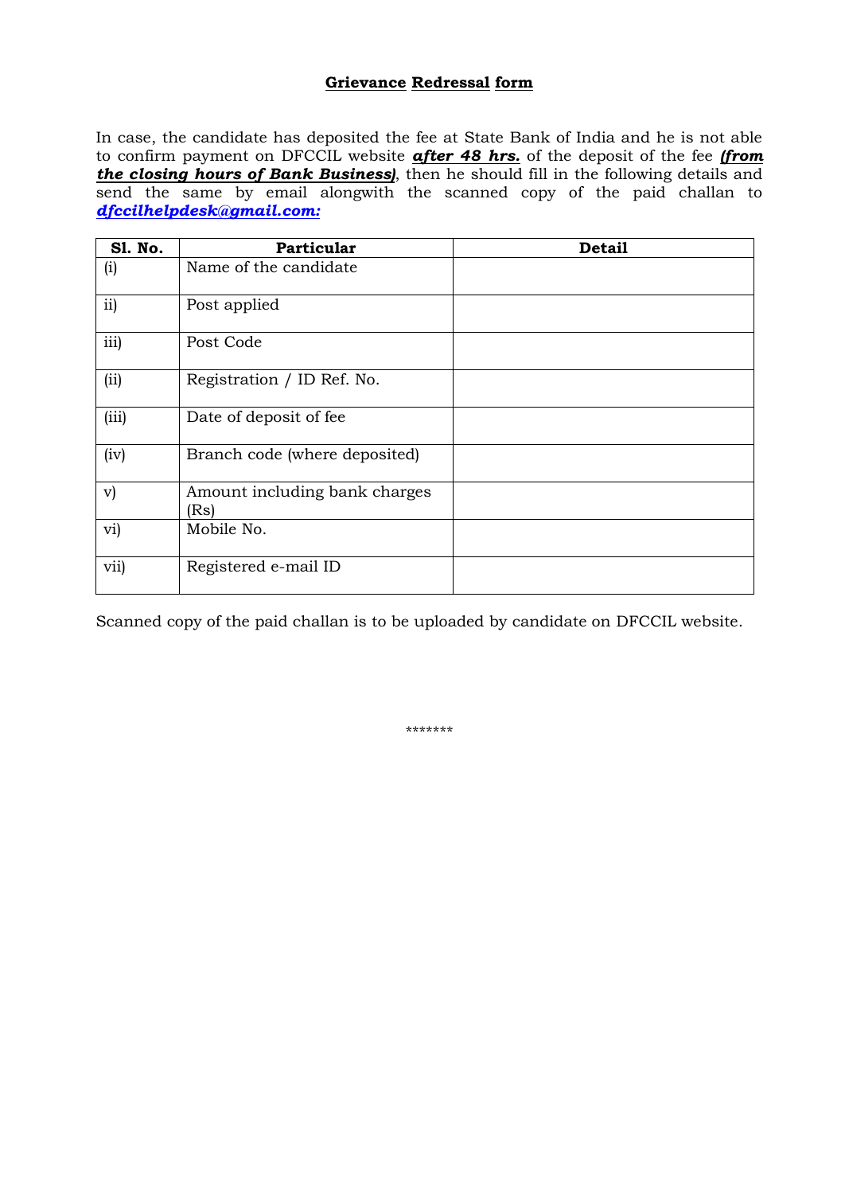## Grievance Redressal form

In case, the candidate has deposited the fee at State Bank of India and he is not able to confirm payment on DFCCIL website ***after 48 hrs.*** of the deposit of the fee ***(from the closing hours of Bank Business)***, then he should fill in the following details and send the same by email alongwith the scanned copy of the paid challan to ***dfccilhelpdesk@gmail.com:***

| Sl. No. | Particular | Detail |
|---|---|---|
| (i) | Name of the candidate | |
| ii) | Post applied | |
| iii) | Post Code | |
| (ii) | Registration / ID Ref. No. | |
| (iii) | Date of deposit of fee | |
| (iv) | Branch code (where deposited) | |
| v) | Amount including bank charges (Rs) | |
| vi) | Mobile No. | |
| vii) | Registered e-mail ID | |

Scanned copy of the paid challan is to be uploaded by candidate on DFCCIL website.

*******